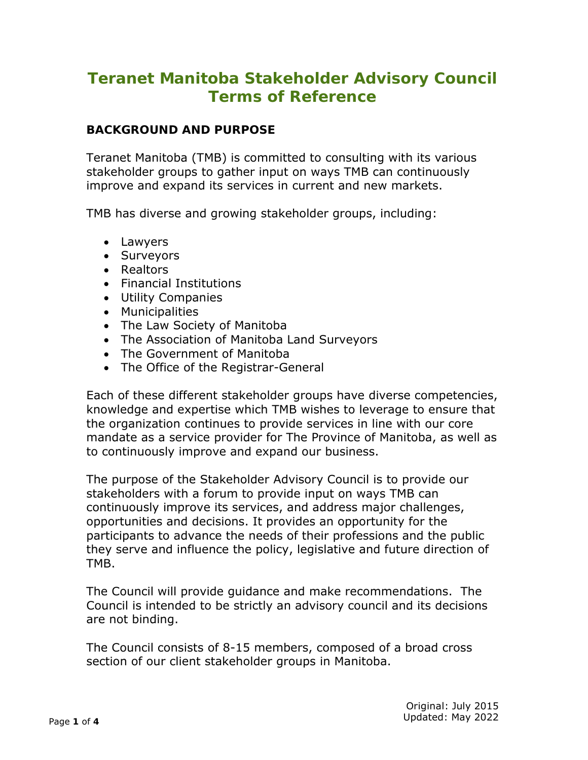# Teranet Manitoba Stakeholder Advisory Council Terms of Reference

## BACKGROUND AND PURPOSE

Teranet Manitoba (TMB) is committed to consulting with its various stakeholder groups to gather input on ways TMB can continuously improve and expand its services in current and new markets.

TMB has diverse and growing stakeholder groups, including:

- Lawyers
- Surveyors
- Realtors
- Financial Institutions
- Utility Companies
- Municipalities
- The Law Society of Manitoba
- The Association of Manitoba Land Surveyors
- The Government of Manitoba
- The Office of the Registrar-General

Each of these different stakeholder groups have diverse competencies, knowledge and expertise which TMB wishes to leverage to ensure that the organization continues to provide services in line with our core mandate as a service provider for The Province of Manitoba, as well as to continuously improve and expand our business.

The purpose of the Stakeholder Advisory Council is to provide our stakeholders with a forum to provide input on ways TMB can continuously improve its services, and address major challenges, opportunities and decisions. It provides an opportunity for the participants to advance the needs of their professions and the public they serve and influence the policy, legislative and future direction of TMB.

The Council will provide guidance and make recommendations. The Council is intended to be strictly an advisory council and its decisions are not binding.

The Council consists of 8-15 members, composed of a broad cross section of our client stakeholder groups in Manitoba.

Original: July 2015
Updated: May 2022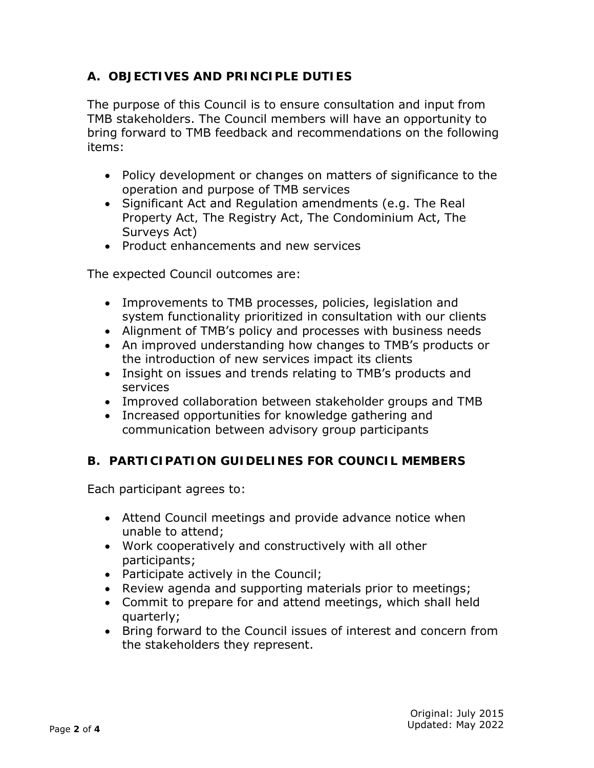## A. OBJECTIVES AND PRINCIPLE DUTIES

The purpose of this Council is to ensure consultation and input from TMB stakeholders. The Council members will have an opportunity to bring forward to TMB feedback and recommendations on the following items:

- Policy development or changes on matters of significance to the operation and purpose of TMB services
- Significant Act and Regulation amendments (e.g. The Real Property Act, The Registry Act, The Condominium Act, The Surveys Act)
- Product enhancements and new services

The expected Council outcomes are:

- Improvements to TMB processes, policies, legislation and system functionality prioritized in consultation with our clients
- Alignment of TMB's policy and processes with business needs
- An improved understanding how changes to TMB's products or the introduction of new services impact its clients
- Insight on issues and trends relating to TMB's products and services
- Improved collaboration between stakeholder groups and TMB
- Increased opportunities for knowledge gathering and communication between advisory group participants

## B. PARTICIPATION GUIDELINES FOR COUNCIL MEMBERS

Each participant agrees to:

- Attend Council meetings and provide advance notice when unable to attend;
- Work cooperatively and constructively with all other participants;
- Participate actively in the Council;
- Review agenda and supporting materials prior to meetings;
- Commit to prepare for and attend meetings, which shall held quarterly;
- Bring forward to the Council issues of interest and concern from the stakeholders they represent.

Original: July 2015
Updated: May 2022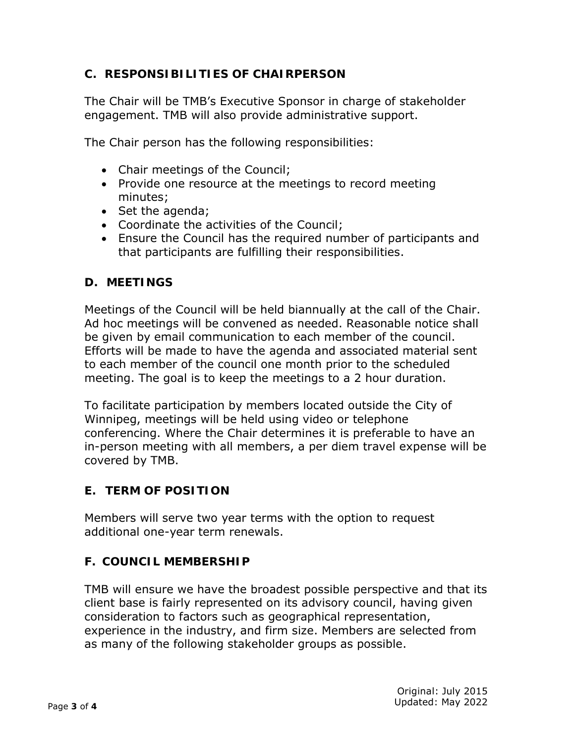## C. RESPONSIBILITIES OF CHAIRPERSON

The Chair will be TMB's Executive Sponsor in charge of stakeholder engagement. TMB will also provide administrative support.

The Chair person has the following responsibilities:

- Chair meetings of the Council;
- Provide one resource at the meetings to record meeting minutes;
- Set the agenda;
- Coordinate the activities of the Council;
- Ensure the Council has the required number of participants and that participants are fulfilling their responsibilities.

## D. MEETINGS

Meetings of the Council will be held biannually at the call of the Chair. Ad hoc meetings will be convened as needed. Reasonable notice shall be given by email communication to each member of the council. Efforts will be made to have the agenda and associated material sent to each member of the council one month prior to the scheduled meeting. The goal is to keep the meetings to a 2 hour duration.

To facilitate participation by members located outside the City of Winnipeg, meetings will be held using video or telephone conferencing. Where the Chair determines it is preferable to have an in-person meeting with all members, a per diem travel expense will be covered by TMB.

## E. TERM OF POSITION

Members will serve two year terms with the option to request additional one-year term renewals.

## F. COUNCIL MEMBERSHIP

TMB will ensure we have the broadest possible perspective and that its client base is fairly represented on its advisory council, having given consideration to factors such as geographical representation, experience in the industry, and firm size. Members are selected from as many of the following stakeholder groups as possible.

Original: July 2015
Updated: May 2022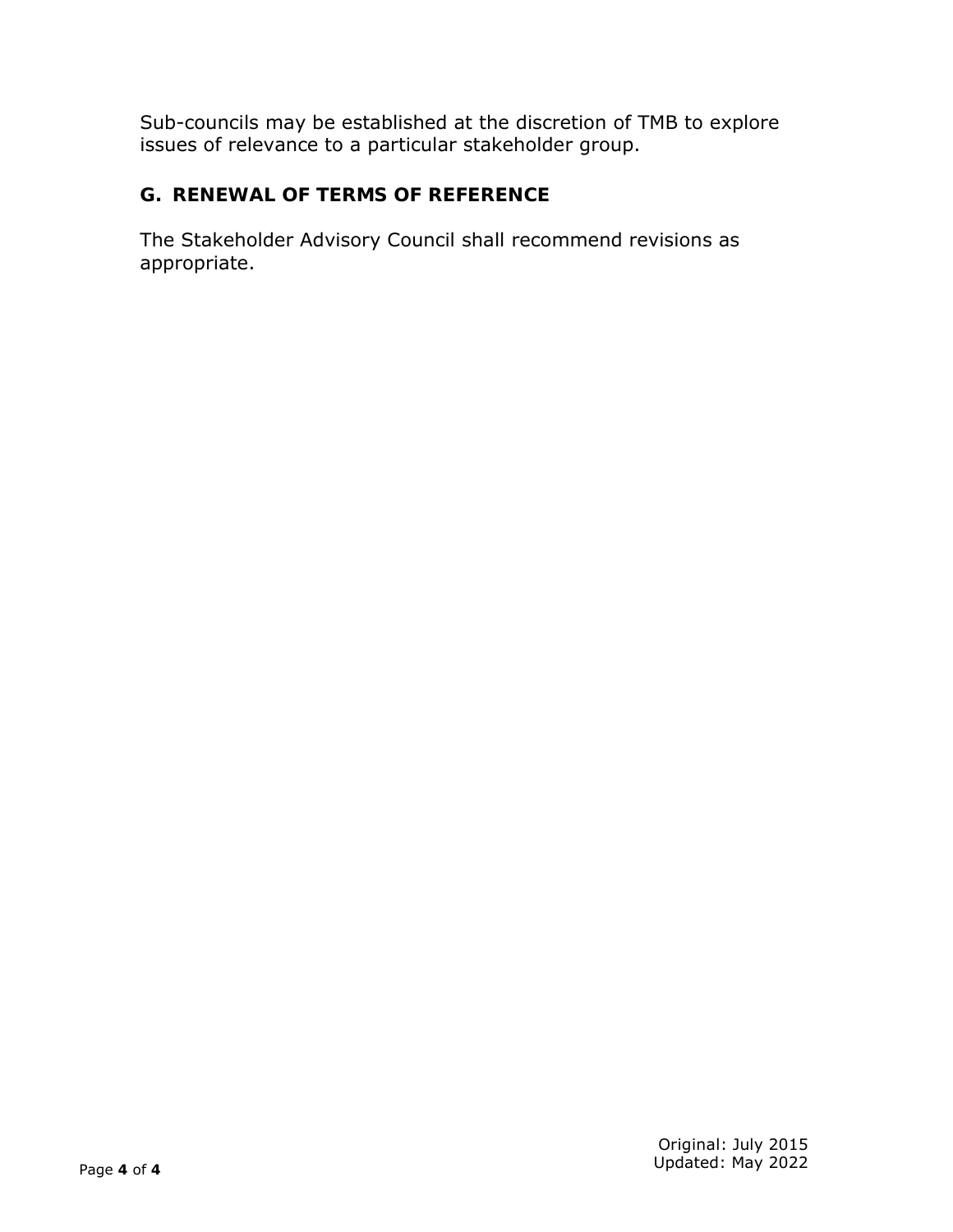Sub-councils may be established at the discretion of TMB to explore issues of relevance to a particular stakeholder group.

## G. RENEWAL OF TERMS OF REFERENCE

The Stakeholder Advisory Council shall recommend revisions as appropriate.

Original: July 2015
Updated: May 2022